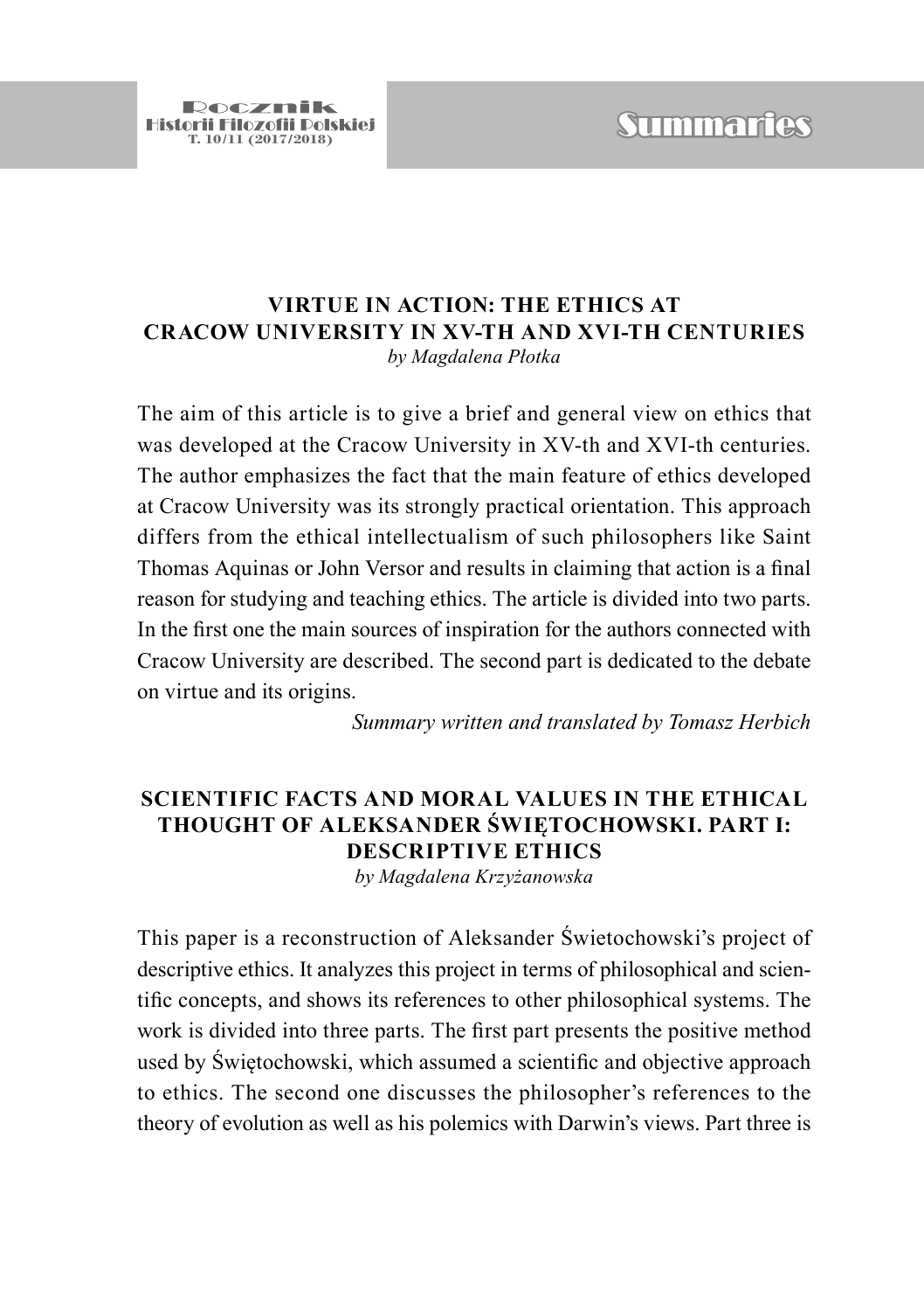# Summaries

## VIRTUE IN ACTION: THE ETHICS AT CRACOW UNIVERSITY IN XV-TH AND XVI-TH CENTURIES

*by Magdalena Płotka*

The aim of this article is to give a brief and general view on ethics that was developed at the Cracow University in XV-th and XVI-th centuries. The author emphasizes the fact that the main feature of ethics developed at Cracow University was its strongly practical orientation. This approach differs from the ethical intellectualism of such philosophers like Saint Thomas Aquinas or John Versor and results in claiming that action is a final reason for studying and teaching ethics. The article is divided into two parts. In the first one the main sources of inspiration for the authors connected with Cracow University are described. The second part is dedicated to the debate on virtue and its origins.

*Summary written and translated by Tomasz Herbich*

## SCIENTIFIC FACTS AND MORAL VALUES IN THE ETHICAL THOUGHT OF ALEKSANDER ŚWIĘTOCHOWSKI. PART I: DESCRIPTIVE ETHICS

*by Magdalena Krzyżanowska*

This paper is a reconstruction of Aleksander Świetochowski's project of descriptive ethics. It analyzes this project in terms of philosophical and scientific concepts, and shows its references to other philosophical systems. The work is divided into three parts. The first part presents the positive method used by Świętochowski, which assumed a scientific and objective approach to ethics. The second one discusses the philosopher's references to the theory of evolution as well as his polemics with Darwin's views. Part three is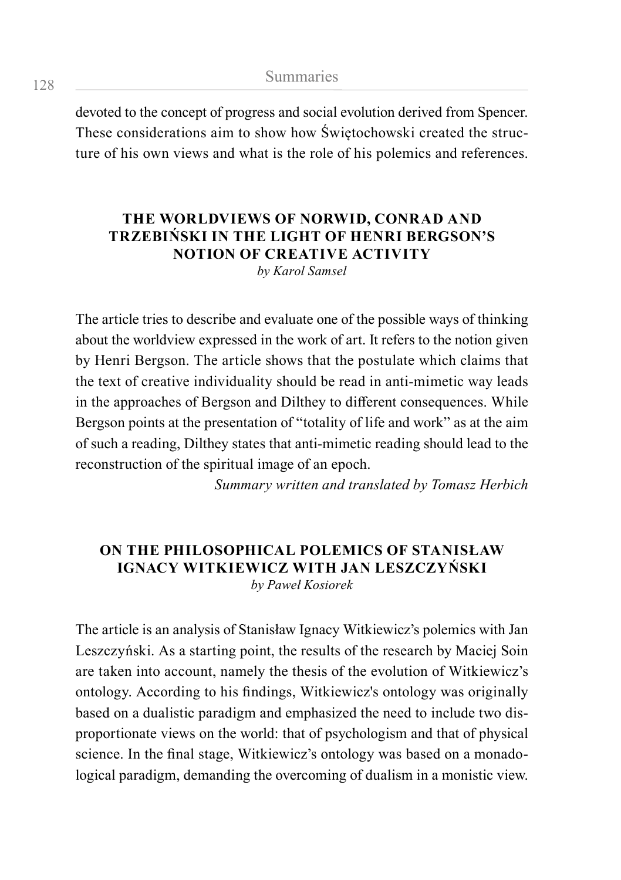devoted to the concept of progress and social evolution derived from Spencer. These considerations aim to show how Świętochowski created the structure of his own views and what is the role of his polemics and references.

## THE WORLDVIEWS OF NORWID, CONRAD AND TRZEBIŃSKI IN THE LIGHT OF HENRI BERGSON'S NOTION OF CREATIVE ACTIVITY

*by Karol Samsel*

The article tries to describe and evaluate one of the possible ways of thinking about the worldview expressed in the work of art. It refers to the notion given by Henri Bergson. The article shows that the postulate which claims that the text of creative individuality should be read in anti-mimetic way leads in the approaches of Bergson and Dilthey to different consequences. While Bergson points at the presentation of "totality of life and work" as at the aim of such a reading, Dilthey states that anti-mimetic reading should lead to the reconstruction of the spiritual image of an epoch.

*Summary written and translated by Tomasz Herbich*

## ON THE PHILOSOPHICAL POLEMICS OF STANISŁAW IGNACY WITKIEWICZ WITH JAN LESZCZYŃSKI

*by Paweł Kosiorek*

The article is an analysis of Stanisław Ignacy Witkiewicz's polemics with Jan Leszczyński. As a starting point, the results of the research by Maciej Soin are taken into account, namely the thesis of the evolution of Witkiewicz's ontology. According to his findings, Witkiewicz's ontology was originally based on a dualistic paradigm and emphasized the need to include two disproportionate views on the world: that of psychologism and that of physical science. In the final stage, Witkiewicz's ontology was based on a monadological paradigm, demanding the overcoming of dualism in a monistic view.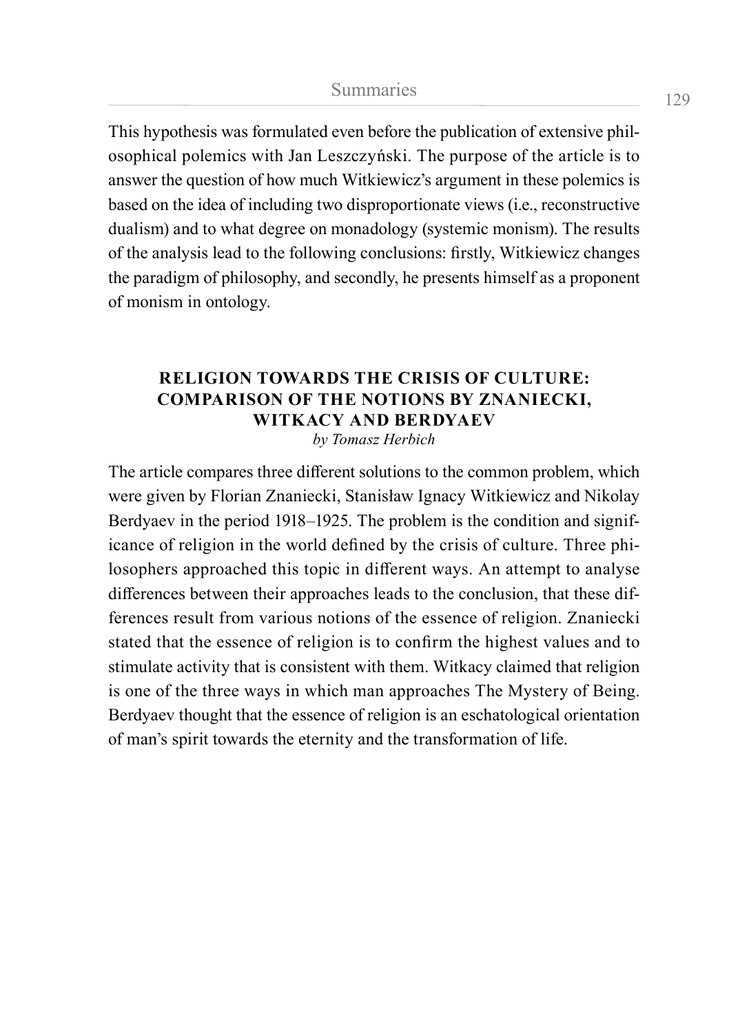This hypothesis was formulated even before the publication of extensive philosophical polemics with Jan Leszczyński. The purpose of the article is to answer the question of how much Witkiewicz's argument in these polemics is based on the idea of including two disproportionate views (i.e., reconstructive dualism) and to what degree on monadology (systemic monism). The results of the analysis lead to the following conclusions: firstly, Witkiewicz changes the paradigm of philosophy, and secondly, he presents himself as a proponent of monism in ontology.

## RELIGION TOWARDS THE CRISIS OF CULTURE: COMPARISON OF THE NOTIONS BY ZNANIECKI, WITKACY AND BERDYAEV

*by Tomasz Herbich*

The article compares three different solutions to the common problem, which were given by Florian Znaniecki, Stanisław Ignacy Witkiewicz and Nikolay Berdyaev in the period 1918–1925. The problem is the condition and significance of religion in the world defined by the crisis of culture. Three philosophers approached this topic in different ways. An attempt to analyse differences between their approaches leads to the conclusion, that these differences result from various notions of the essence of religion. Znaniecki stated that the essence of religion is to confirm the highest values and to stimulate activity that is consistent with them. Witkacy claimed that religion is one of the three ways in which man approaches The Mystery of Being. Berdyaev thought that the essence of religion is an eschatological orientation of man's spirit towards the eternity and the transformation of life.